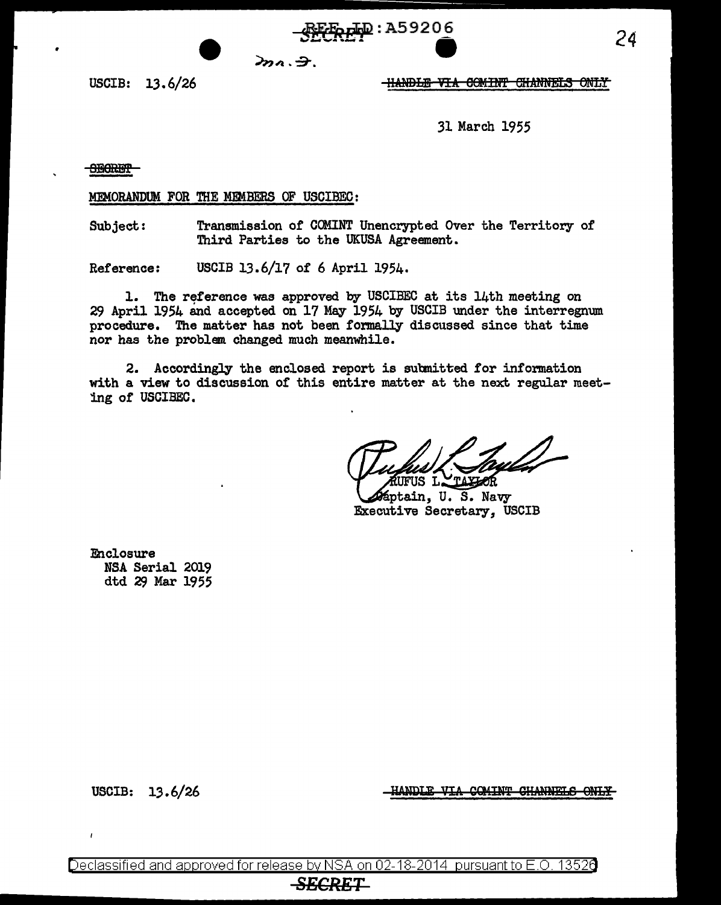REF ID:A59206
SECRET

USCIB: 13.6/26

~~HANDLE VIA COMINT CHANNELS ONLY~~

31 March 1955

~~SECRET~~

MEMORANDUM FOR THE MEMBERS OF USCIBEC:

Subject: Transmission of COMINT Unencrypted Over the Territory of Third Parties to the UKUSA Agreement.

Reference: USCIB 13.6/17 of 6 April 1954.

1. The reference was approved by USCIBEC at its 14th meeting on 29 April 1954 and accepted on 17 May 1954 by USCIB under the interregnum procedure. The matter has not been formally discussed since that time nor has the problem changed much meanwhile.

2. Accordingly the enclosed report is submitted for information with a view to discussion of this entire matter at the next regular meeting of USCIBEC.

RUFUS L. TAYLOR
Captain, U. S. Navy
Executive Secretary, USCIB

Enclosure
NSA Serial 2019
dtd 29 Mar 1955

USCIB: 13.6/26

~~HANDLE VIA COMINT CHANNELS ONLY~~

Declassified and approved for release by NSA on 02-18-2014 pursuant to E.O. 13526

~~SECRET~~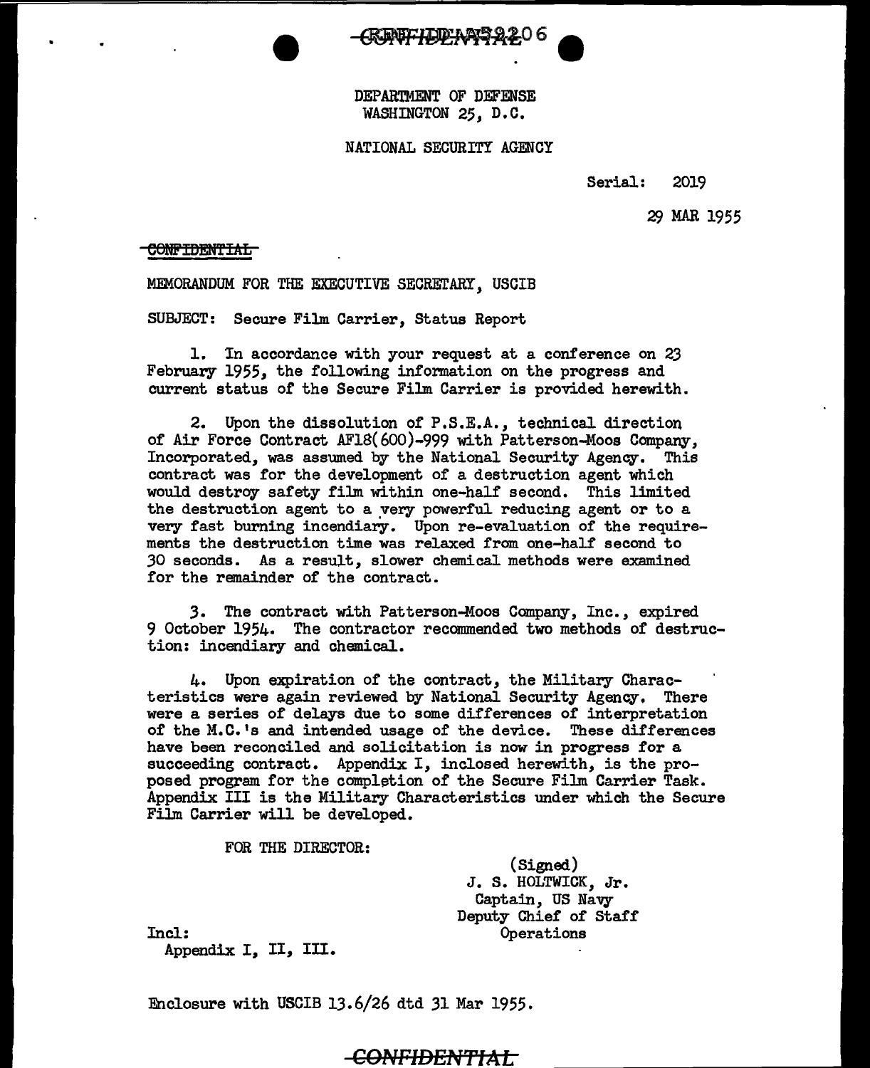DEPARTMENT OF DEFENSE
WASHINGTON 25, D.C.

NATIONAL SECURITY AGENCY

Serial: 2019

29 MAR 1955

CONFIDENTIAL

MEMORANDUM FOR THE EXECUTIVE SECRETARY, USCIB

SUBJECT: Secure Film Carrier, Status Report

1. In accordance with your request at a conference on 23 February 1955, the following information on the progress and current status of the Secure Film Carrier is provided herewith.

2. Upon the dissolution of P.S.E.A., technical direction of Air Force Contract AF18(600)-999 with Patterson-Moos Company, Incorporated, was assumed by the National Security Agency. This contract was for the development of a destruction agent which would destroy safety film within one-half second. This limited the destruction agent to a very powerful reducing agent or to a very fast burning incendiary. Upon re-evaluation of the requirements the destruction time was relaxed from one-half second to 30 seconds. As a result, slower chemical methods were examined for the remainder of the contract.

3. The contract with Patterson-Moos Company, Inc., expired 9 October 1954. The contractor recommended two methods of destruction: incendiary and chemical.

4. Upon expiration of the contract, the Military Characteristics were again reviewed by National Security Agency. There were a series of delays due to some differences of interpretation of the M.C.'s and intended usage of the device. These differences have been reconciled and solicitation is now in progress for a succeeding contract. Appendix I, inclosed herewith, is the proposed program for the completion of the Secure Film Carrier Task. Appendix III is the Military Characteristics under which the Secure Film Carrier will be developed.

FOR THE DIRECTOR:

(Signed)
J. S. HOLTWICK, Jr.
Captain, US Navy
Deputy Chief of Staff
Operations

Incl:
Appendix I, II, III.

Enclosure with USCIB 13.6/26 dtd 31 Mar 1955.

CONFIDENTIAL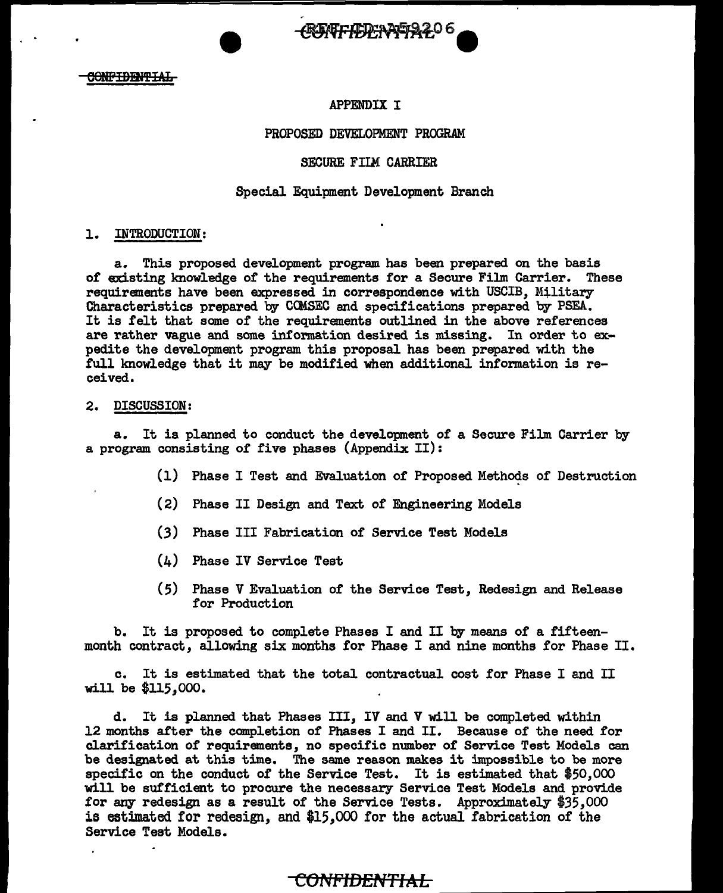CONFIDENTIAL

APPENDIX I

PROPOSED DEVELOPMENT PROGRAM

SECURE FILM CARRIER

Special Equipment Development Branch

1. INTRODUCTION:

a. This proposed development program has been prepared on the basis of existing knowledge of the requirements for a Secure Film Carrier. These requirements have been expressed in correspondence with USCIB, Military Characteristics prepared by COMSEC and specifications prepared by PSEA. It is felt that some of the requirements outlined in the above references are rather vague and some information desired is missing. In order to expedite the development program this proposal has been prepared with the full knowledge that it may be modified when additional information is received.

2. DISCUSSION:

a. It is planned to conduct the development of a Secure Film Carrier by a program consisting of five phases (Appendix II):

(1) Phase I Test and Evaluation of Proposed Methods of Destruction

(2) Phase II Design and Text of Engineering Models

(3) Phase III Fabrication of Service Test Models

(4) Phase IV Service Test

(5) Phase V Evaluation of the Service Test, Redesign and Release for Production

b. It is proposed to complete Phases I and II by means of a fifteen-month contract, allowing six months for Phase I and nine months for Phase II.

c. It is estimated that the total contractual cost for Phase I and II will be $115,000.

d. It is planned that Phases III, IV and V will be completed within 12 months after the completion of Phases I and II. Because of the need for clarification of requirements, no specific number of Service Test Models can be designated at this time. The same reason makes it impossible to be more specific on the conduct of the Service Test. It is estimated that $50,000 will be sufficient to procure the necessary Service Test Models and provide for any redesign as a result of the Service Tests. Approximately $35,000 is estimated for redesign, and $15,000 for the actual fabrication of the Service Test Models.

CONFIDENTIAL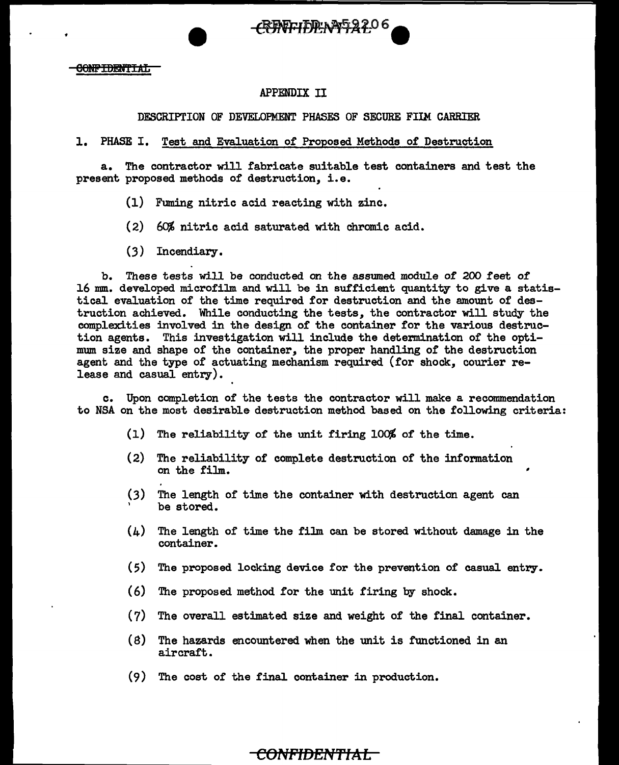APPENDIX II

DESCRIPTION OF DEVELOPMENT PHASES OF SECURE FILM CARRIER

1. PHASE I. Test and Evaluation of Proposed Methods of Destruction

a. The contractor will fabricate suitable test containers and test the present proposed methods of destruction, i.e.

(1) Fuming nitric acid reacting with zinc.

(2) 60% nitric acid saturated with chromic acid.

(3) Incendiary.

b. These tests will be conducted on the assumed module of 200 feet of 16 mm. developed microfilm and will be in sufficient quantity to give a statistical evaluation of the time required for destruction and the amount of destruction achieved. While conducting the tests, the contractor will study the complexities involved in the design of the container for the various destruction agents. This investigation will include the determination of the optimum size and shape of the container, the proper handling of the destruction agent and the type of actuating mechanism required (for shock, courier release and casual entry).

c. Upon completion of the tests the contractor will make a recommendation to NSA on the most desirable destruction method based on the following criteria:

(1) The reliability of the unit firing 100% of the time.

(2) The reliability of complete destruction of the information on the film.

(3) The length of time the container with destruction agent can be stored.

(4) The length of time the film can be stored without damage in the container.

(5) The proposed locking device for the prevention of casual entry.

(6) The proposed method for the unit firing by shock.

(7) The overall estimated size and weight of the final container.

(8) The hazards encountered when the unit is functioned in an aircraft.

(9) The cost of the final container in production.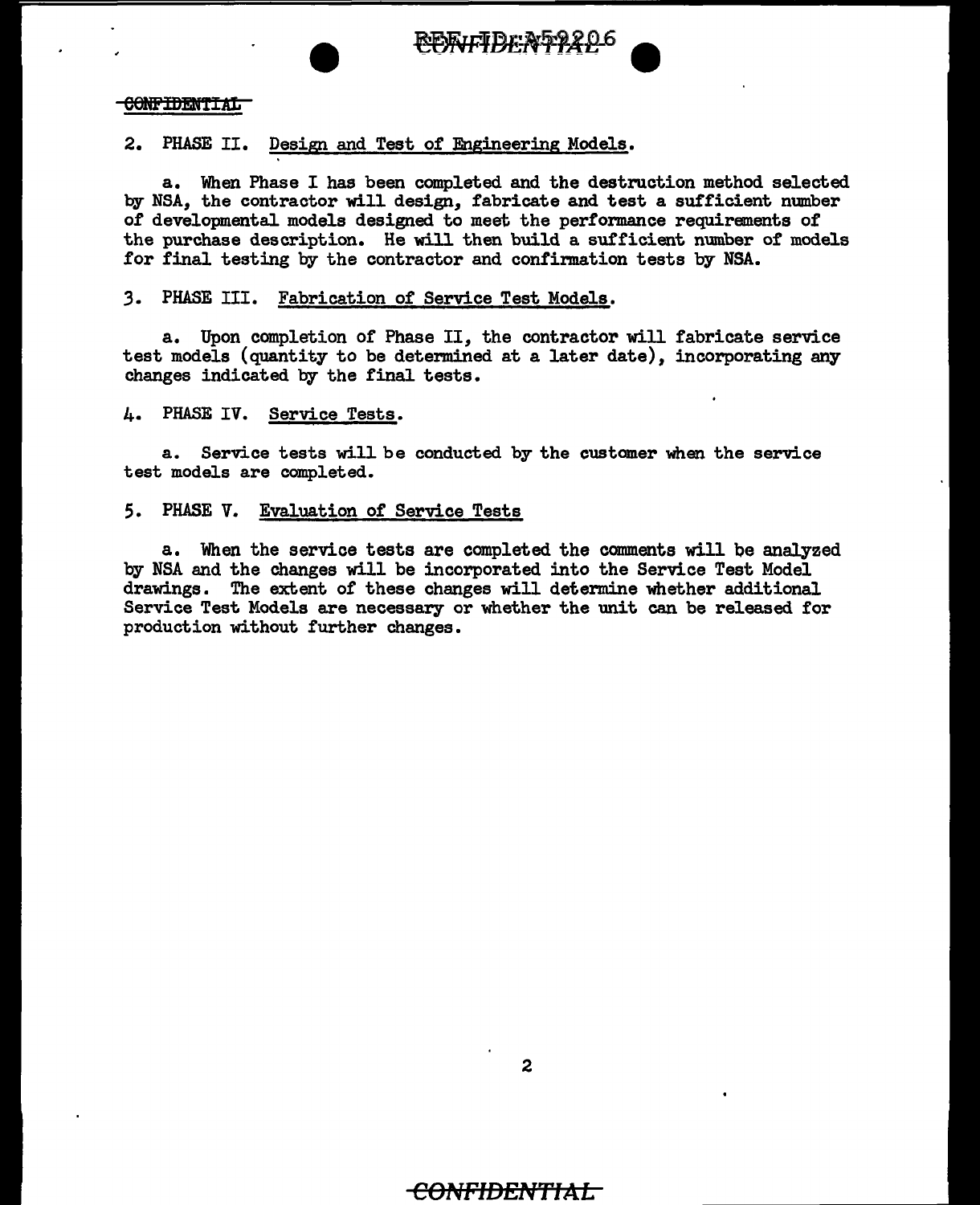2. PHASE II. Design and Test of Engineering Models.

a. When Phase I has been completed and the destruction method selected by NSA, the contractor will design, fabricate and test a sufficient number of developmental models designed to meet the performance requirements of the purchase description. He will then build a sufficient number of models for final testing by the contractor and confirmation tests by NSA.

3. PHASE III. Fabrication of Service Test Models.

a. Upon completion of Phase II, the contractor will fabricate service test models (quantity to be determined at a later date), incorporating any changes indicated by the final tests.

4. PHASE IV. Service Tests.

a. Service tests will be conducted by the customer when the service test models are completed.

5. PHASE V. Evaluation of Service Tests

a. When the service tests are completed the comments will be analyzed by NSA and the changes will be incorporated into the Service Test Model drawings. The extent of these changes will determine whether additional Service Test Models are necessary or whether the unit can be released for production without further changes.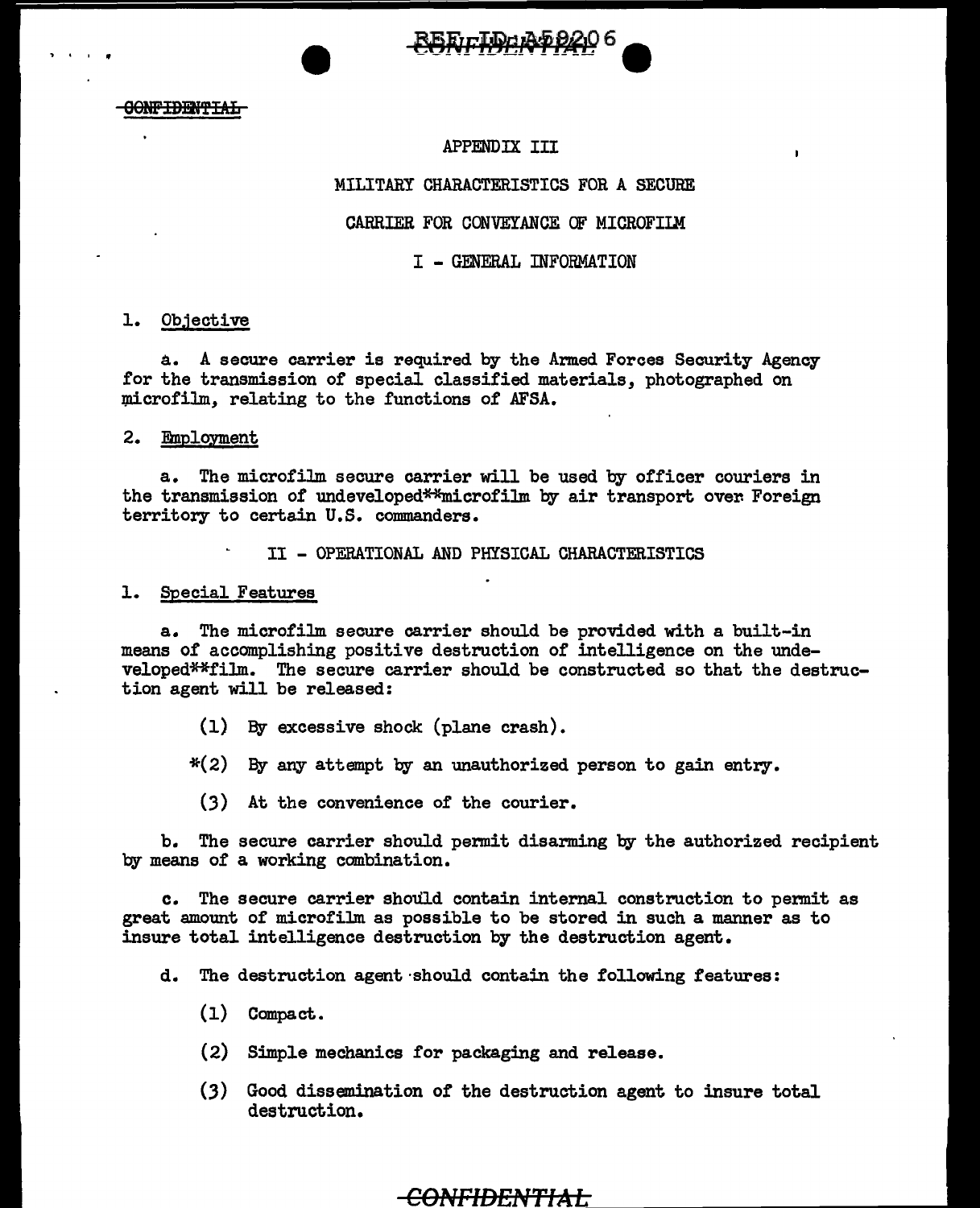CONFIDENTIAL

APPENDIX III

MILITARY CHARACTERISTICS FOR A SECURE

CARRIER FOR CONVEYANCE OF MICROFILM

I - GENERAL INFORMATION

1. Objective

a. A secure carrier is required by the Armed Forces Security Agency for the transmission of special classified materials, photographed on microfilm, relating to the functions of AFSA.

2. Employment

a. The microfilm secure carrier will be used by officer couriers in the transmission of undeveloped**microfilm by air transport over Foreign territory to certain U.S. commanders.

II - OPERATIONAL AND PHYSICAL CHARACTERISTICS

1. Special Features

a. The microfilm secure carrier should be provided with a built-in means of accomplishing positive destruction of intelligence on the undeveloped**film. The secure carrier should be constructed so that the destruction agent will be released:

(1) By excessive shock (plane crash).

*(2) By any attempt by an unauthorized person to gain entry.

(3) At the convenience of the courier.

b. The secure carrier should permit disarming by the authorized recipient by means of a working combination.

c. The secure carrier should contain internal construction to permit as great amount of microfilm as possible to be stored in such a manner as to insure total intelligence destruction by the destruction agent.

d. The destruction agent should contain the following features:

(1) Compact.

(2) Simple mechanics for packaging and release.

(3) Good dissemination of the destruction agent to insure total destruction.

CONFIDENTIAL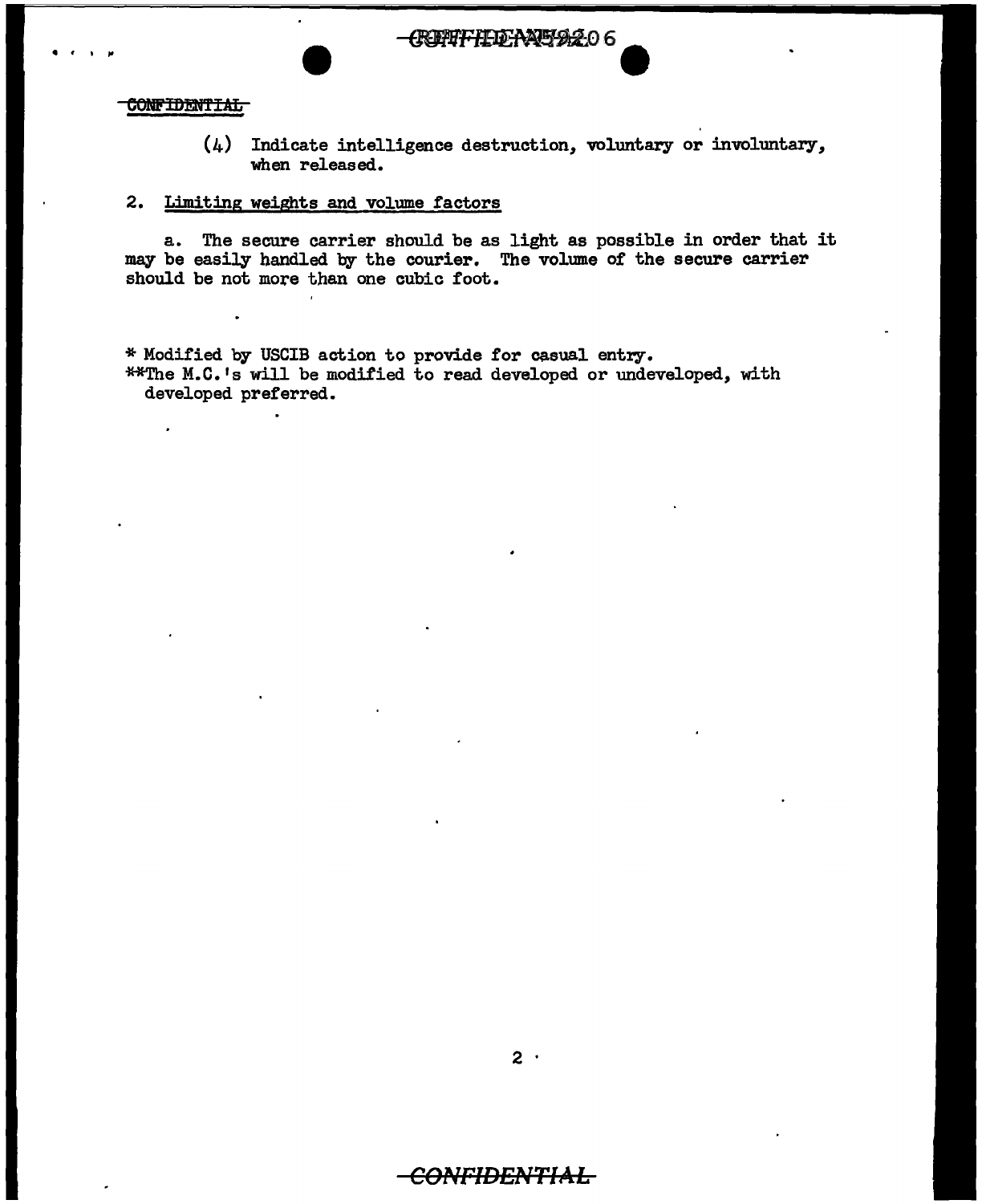(4) Indicate intelligence destruction, voluntary or involuntary, when released.

2. Limiting weights and volume factors

a. The secure carrier should be as light as possible in order that it may be easily handled by the courier. The volume of the secure carrier should be not more than one cubic foot.

* Modified by USCIB action to provide for casual entry.
**The M.C.'s will be modified to read developed or undeveloped, with developed preferred.